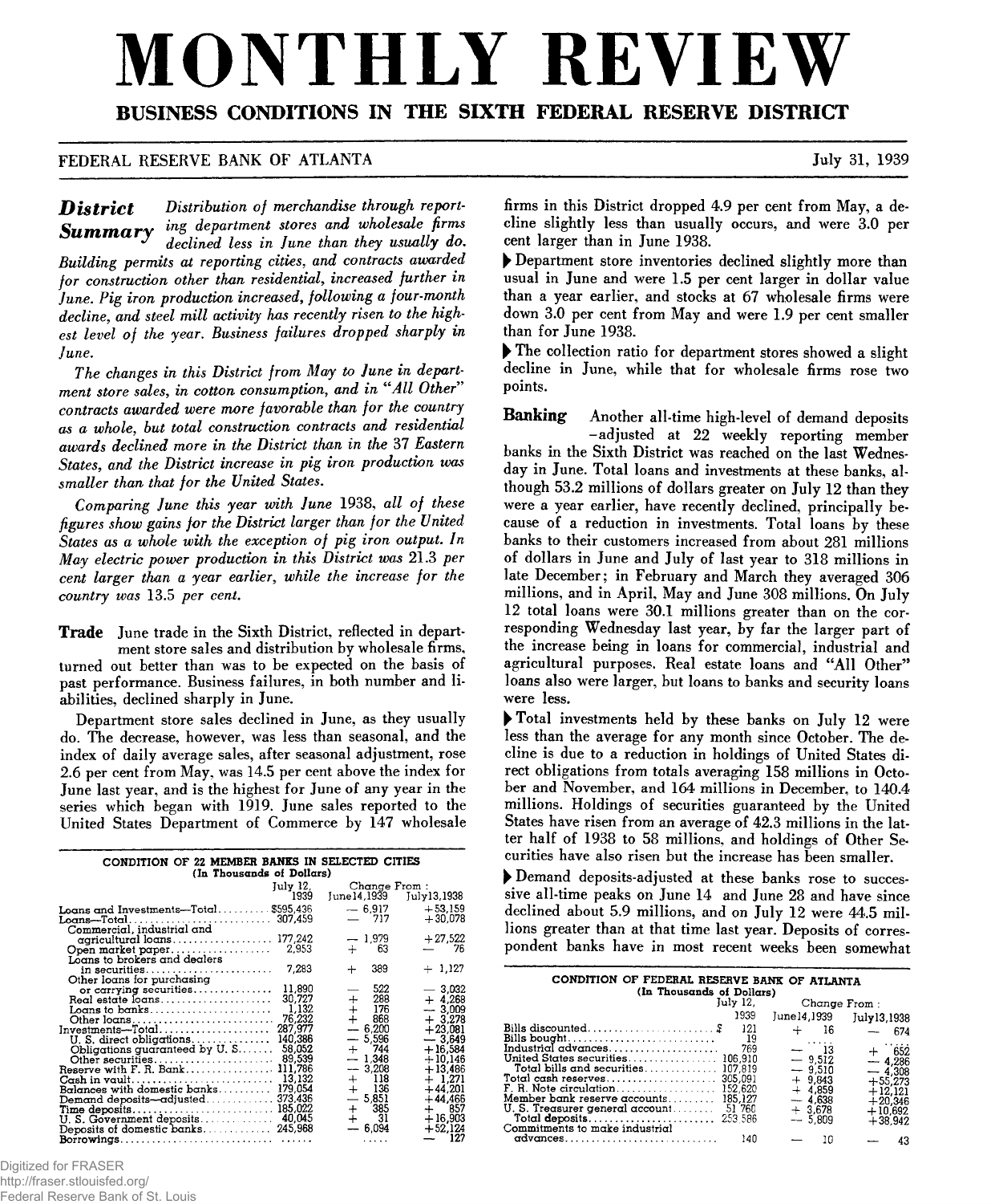# MONTHLY REVIEW

## BUSINESS CONDITIONS IN THE SIXTH FEDERAL RESERVE DISTRICT

FEDERAL RESERVE BANK OF ATLANTA — July 31, 1939

### District Summary

*Distribution of merchandise through reporting department stores and wholesale firms declined less in June than they usually do. Building permits at reporting cities, and contracts awarded for construction other than residential, increased further in June. Pig iron production increased, following a four-month decline, and steel mill activity has recently risen to the highest level of the year. Business failures dropped sharply in June.*

*The changes in this District from May to June in department store sales, in cotton consumption, and in "All Other" contracts awarded were more favorable than for the country as a whole, but total construction contracts and residential awards declined more in the District than in the 37 Eastern States, and the District increase in pig iron production was smaller than that for the United States.*

*Comparing June this year with June 1938, all of these figures show gains for the District larger than for the United States as a whole with the exception of pig iron output. In May electric power production in this District was 21.3 per cent larger than a year earlier, while the increase for the country was 13.5 per cent.*

**Trade** June trade in the Sixth District, reflected in department store sales and distribution by wholesale firms, turned out better than was to be expected on the basis of past performance. Business failures, in both number and liabilities, declined sharply in June.

Department store sales declined in June, as they usually do. The decrease, however, was less than seasonal, and the index of daily average sales, after seasonal adjustment, rose 2.6 per cent from May, was 14.5 per cent above the index for June last year, and is the highest for June of any year in the series which began with 1919. June sales reported to the United States Department of Commerce by 147 wholesale firms in this District dropped 4.9 per cent from May, a decline slightly less than usually occurs, and were 3.0 per cent larger than in June 1938.

▶ Department store inventories declined slightly more than usual in June and were 1.5 per cent larger in dollar value than a year earlier, and stocks at 67 wholesale firms were down 3.0 per cent from May and were 1.9 per cent smaller than for June 1938.

▶ The collection ratio for department stores showed a slight decline in June, while that for wholesale firms rose two points.

**Banking** Another all-time high-level of demand deposits—adjusted at 22 weekly reporting member banks in the Sixth District was reached on the last Wednesday in June. Total loans and investments at these banks, although 53.2 millions of dollars greater on July 12 than they were a year earlier, have recently declined, principally because of a reduction in investments. Total loans by these banks to their customers increased from about 281 millions of dollars in June and July of last year to 318 millions in late December; in February and March they averaged 306 millions, and in April, May and June 308 millions. On July 12 total loans were 30.1 millions greater than on the corresponding Wednesday last year, by far the larger part of the increase being in loans for commercial, industrial and agricultural purposes. Real estate loans and "All Other" loans also were larger, but loans to banks and security loans were less.

▶ Total investments held by these banks on July 12 were less than the average for any month since October. The decline is due to a reduction in holdings of United States direct obligations from totals averaging 158 millions in October and November, and 164 millions in December, to 140.4 millions. Holdings of securities guaranteed by the United States have risen from an average of 42.3 millions in the latter half of 1938 to 58 millions, and holdings of Other Securities have also risen but the increase has been smaller.

▶ Demand deposits-adjusted at these banks rose to successive all-time peaks on June 14 and June 28 and have since declined about 5.9 millions, and on July 12 were 44.5 millions greater than at that time last year. Deposits of correspondent banks have in most recent weeks been somewhat

**CONDITION OF 22 MEMBER BANKS IN SELECTED CITIES**
(In Thousands of Dollars)

| | July 12, 1939 | Change From: June14,1939 | Change From: July13,1938 |
|---|---|---|---|
| Loans and Investments—Total | $595,436 | — 6,917 | +53,159 |
| Loans—Total | 307,459 | — 717 | +30,078 |
| Commercial, industrial and agricultural loans | 177,242 | — 1,979 | +27,522 |
| Open market paper | 2,953 | + 63 | — 76 |
| Loans to brokers and dealers in securities | 7,283 | + 389 | + 1,127 |
| Other loans for purchasing or carrying securities | 11,890 | — 522 | — 3,032 |
| Real estate loans | 30,727 | + 288 | + 4,268 |
| Loans to banks | 1,132 | + 176 | — 3,009 |
| Other loans | 76,232 | + 868 | + 3,278 |
| Investments—Total | 287,977 | — 6,200 | +23,081 |
| U. S. direct obligations | 140,386 | — 5,596 | — 3,649 |
| Obligations guaranteed by U. S. | 58,052 | + 744 | +16,584 |
| Other securities | 89,539 | — 1,348 | +10,146 |
| Reserve with F. R. Bank | 111,786 | — 3,208 | +13,486 |
| Cash in vault | 13,132 | + 118 | + 1,271 |
| Balances with domestic banks | 179,054 | + 136 | +44,201 |
| Demand deposits—adjusted | 373,436 | — 5,851 | +44,466 |
| Time deposits | 185,022 | + 385 | + 857 |
| U. S. Government deposits | 40,045 | + 31 | +16,903 |
| Deposits of domestic banks | 245,968 | — 6,094 | +52,124 |
| Borrowings | ...... | ..... | — 127 |

**CONDITION OF FEDERAL RESERVE BANK OF ATLANTA**
(In Thousands of Dollars)

| | July 12, 1939 | Change From: June14,1939 | Change From: July13,1938 |
|---|---|---|---|
| Bills discounted | $ 121 | + 16 | — 674 |
| Bills bought | 19 | ..... | ..... |
| Industrial advances | 769 | — 13 | + 652 |
| United States securities | 106,910 | — 9,512 | — 4,286 |
| Total bills and securities | 107,819 | — 9,510 | — 4,308 |
| Total cash reserves | 305,091 | + 9,843 | +55,273 |
| F. R. Note circulation | 152,620 | + 4,859 | +12,121 |
| Member bank reserve accounts | 185,127 | — 4,638 | +20,346 |
| U. S. Treasurer general account | 51,760 | + 3,678 | +10,692 |
| Total deposits | 253,586 | — 5,809 | +38,942 |
| Commitments to make industrial advances | 140 | — 10 | — 43 |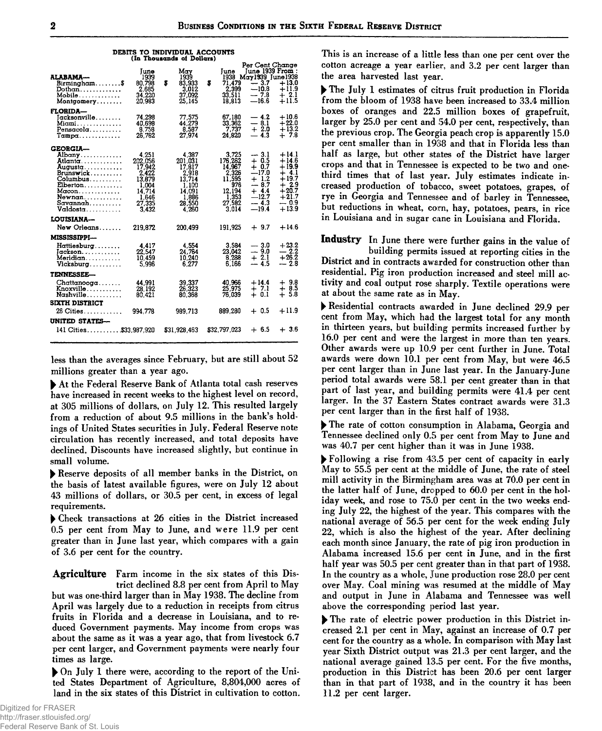DEBITS TO INDIVIDUAL ACCOUNTS
(In Thousands of Dollars)

| | June 1939 | May 1939 | June 1938 | Per Cent Change June 1939 From: May 1939 | June 1938 |
|---|---|---|---|---|---|
| **ALABAMA—** | | | | | |
| Birmingham | $ 80,798 | $ 83,933 | $ 71,479 | — 3.7 | +13.0 |
| Dothan | 2,685 | 3,012 | 2,399 | —10.8 | +11.9 |
| Mobile | 34,220 | 37,092 | 33,511 | — 7.8 | + 2.1 |
| Montgomery | 20,983 | 25,145 | 18,813 | —16.6 | +11.5 |
| **FLORIDA—** | | | | | |
| Jacksonville | 74,298 | 77,575 | 67,180 | — 4.2 | +10.6 |
| Miami | 40,698 | 44,279 | 33,362 | — 8.1 | +22.0 |
| Pensacola | 8,758 | 8,587 | 7,737 | + 2.0 | +13.2 |
| Tampa | 26,762 | 27,974 | 24,820 | — 4.3 | + 7.8 |
| **GEORGIA—** | | | | | |
| Albany | 4,251 | 4,387 | 3,725 | — 3.1 | +14.1 |
| Atlanta | 202,056 | 201,031 | 176,262 | + 0.5 | +14.6 |
| Augusta | 17,942 | 17,817 | 14,967 | + 0.7 | +19.9 |
| Brunswick | 2,422 | 2,918 | 2,326 | —17.0 | + 4.1 |
| Columbus | 13,879 | 13,714 | 11,595 | + 1.2 | +19.7 |
| Elberton | 1,004 | 1,100 | 976 | — 8.7 | + 2.9 |
| Macon | 14,714 | 14,091 | 12,194 | + 4.4 | +20.7 |
| Newnan | 1,646 | 1,886 | 1,353 | —12.7 | +21.7 |
| Savannah | 27,335 | 28,550 | 27,582 | — 4.3 | — 0.9 |
| Valdosta | 3,432 | 4,260 | 3,014 | —19.4 | +13.9 |
| **LOUISIANA—** | | | | | |
| New Orleans | 219,872 | 200,499 | 191,925 | + 9.7 | +14.6 |
| **MISSISSIPPI—** | | | | | |
| Hattiesburg | 4,417 | 4,554 | 3,584 | — 3.0 | +23.2 |
| Jackson | 22,547 | 24,764 | 23,042 | — 9.0 | — 2.2 |
| Meridian | 10,459 | 10,240 | 8,288 | + 2.1 | +26.2 |
| Vicksburg | 5,996 | 6,277 | 6,166 | — 4.5 | — 2.8 |
| **TENNESSEE—** | | | | | |
| Chattanooga | 44,991 | 39,337 | 40,966 | +14.4 | + 9.8 |
| Knoxville | 28,192 | 26,323 | 25,975 | + 7.1 | + 8.5 |
| Nashville | 80,421 | 80,368 | 76,039 | + 0.1 | + 5.8 |
| **SIXTH DISTRICT** | | | | | |
| 26 Cities | 994,778 | 989,713 | 889,280 | + 0.5 | +11.9 |
| **UNITED STATES—** | | | | | |
| 141 Cities | $33,987,920 | $31,928,463 | $32,797,023 | + 6.5 | + 3.6 |

less than the averages since February, but are still about 52 millions greater than a year ago.

▶ At the Federal Reserve Bank of Atlanta total cash reserves have increased in recent weeks to the highest level on record, at 305 millions of dollars, on July 12. This resulted largely from a reduction of about 9.5 millions in the bank's holdings of United States securities in July. Federal Reserve note circulation has recently increased, and total deposits have declined. Discounts have increased slightly, but continue in small volume.

▶ Reserve deposits of all member banks in the District, on the basis of latest available figures, were on July 12 about 43 millions of dollars, or 30.5 per cent, in excess of legal requirements.

▶ Check transactions at 26 cities in the District increased 0.5 per cent from May to June, and were 11.9 per cent greater than in June last year, which compares with a gain of 3.6 per cent for the country.

**Agriculture** Farm income in the six states of this District declined 8.8 per cent from April to May but was one-third larger than in May 1938. The decline from April was largely due to a reduction in receipts from citrus fruits in Florida and a decrease in Louisiana, and to reduced Government payments. May income from crops was about the same as it was a year ago, that from livestock 6.7 per cent larger, and Government payments were nearly four times as large.

▶ On July 1 there were, according to the report of the United States Department of Agriculture, 8,804,000 acres of land in the six states of this District in cultivation to cotton. This is an increase of a little less than one per cent over the cotton acreage a year earlier, and 3.2 per cent larger than the area harvested last year.

▶ The July 1 estimates of citrus fruit production in Florida from the bloom of 1938 have been increased to 33.4 million boxes of oranges and 22.5 million boxes of grapefruit, larger by 25.0 per cent and 54.0 per cent, respectively, than the previous crop. The Georgia peach crop is apparently 15.0 per cent smaller than in 1938 and that in Florida less than half as large, but other states of the District have larger crops and that in Tennessee is expected to be two and one-third times that of last year. July estimates indicate increased production of tobacco, sweet potatoes, grapes, of rye in Georgia and Tennessee and of barley in Tennessee, but reductions in wheat, corn, hay, potatoes, pears, in rice in Louisiana and in sugar cane in Louisiana and Florida.

**Industry** In June there were further gains in the value of building permits issued at reporting cities in the District and in contracts awarded for construction other than residential. Pig iron production increased and steel mill activity and coal output rose sharply. Textile operations were at about the same rate as in May.

▶ Residential contracts awarded in June declined 29.9 per cent from May, which had the largest total for any month in thirteen years, but building permits increased further by 16.0 per cent and were the largest in more than ten years. Other awards were up 10.9 per cent further in June. Total awards were down 10.1 per cent from May, but were 46.5 per cent larger than in June last year. In the January-June period total awards were 58.1 per cent greater than in that part of last year, and building permits were 41.4 per cent larger. In the 37 Eastern States contract awards were 31.3 per cent larger than in the first half of 1938.

▶ The rate of cotton consumption in Alabama, Georgia and Tennessee declined only 0.5 per cent from May to June and was 40.7 per cent higher than it was in June 1938.

▶ Following a rise from 43.5 per cent of capacity in early May to 55.5 per cent at the middle of June, the rate of steel mill activity in the Birmingham area was at 70.0 per cent in the latter half of June, dropped to 60.0 per cent in the holiday week, and rose to 75.0 per cent in the two weeks ending July 22, the highest of the year. This compares with the national average of 56.5 per cent for the week ending July 22, which is also the highest of the year. After declining each month since January, the rate of pig iron production in Alabama increased 15.6 per cent in June, and in the first half year was 50.5 per cent greater than in that part of 1938. In the country as a whole, June production rose 28.0 per cent over May. Coal mining was resumed at the middle of May and output in June in Alabama and Tennessee was well above the corresponding period last year.

▶ The rate of electric power production in this District increased 2.1 per cent in May, against an increase of 0.7 per cent for the country as a whole. In comparison with May last year Sixth District output was 21.3 per cent larger, and the national average gained 13.5 per cent. For the five months, production in this District has been 20.6 per cent larger than in that part of 1938, and in the country it has been 11.2 per cent larger.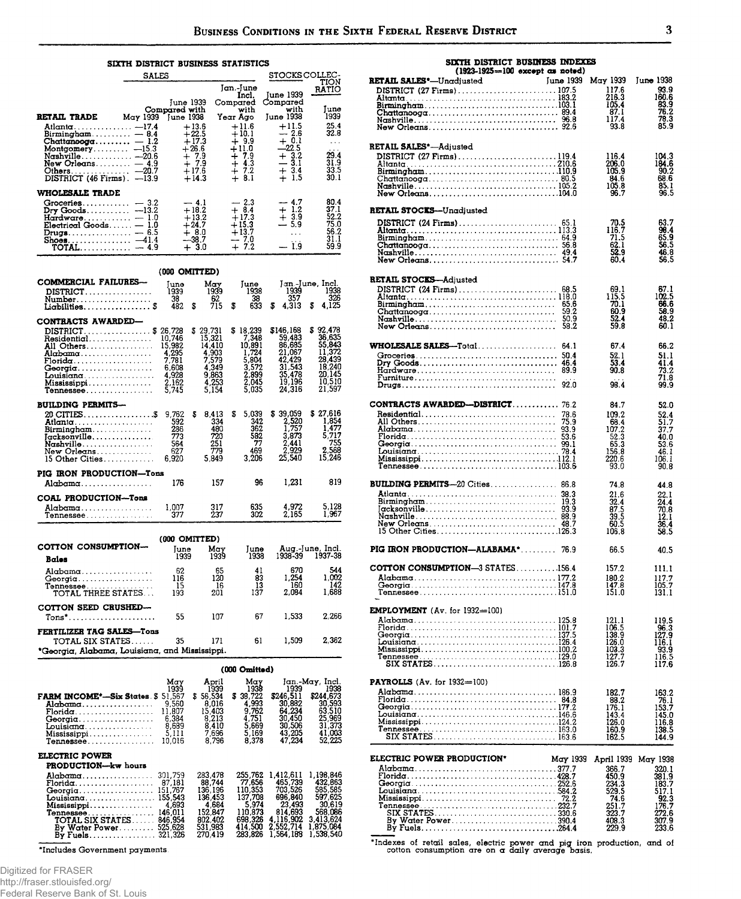## SIXTH DISTRICT BUSINESS STATISTICS

| RETAIL TRADE | SALES June 1939 Compared with May 1939 | SALES June 1939 Compared with June 1938 | SALES Jan.-June Incl. Compared with Year Ago | STOCKS June 1939 Compared with June 1938 | COLLECTION RATIO June 1939 |
|---|---|---|---|---|---|
| Atlanta | —17.4 | +13.6 | +11.6 | +11.5 | 25.4 |
| Birmingham | — 8.4 | +22.5 | +10.1 | — 2.6 | 32.8 |
| Chattanooga | — 1.2 | +17.3 | + 9.9 | + 0.1 | ... |
| Montgomery | —15.3 | +26.6 | +11.0 | —22.5 | ... |
| Nashville | —20.6 | + 7.9 | + 7.9 | + 3.2 | 29.4 |
| New Orleans | — 4.9 | + 7.9 | + 4.3 | — 3.1 | 31.9 |
| Others | —20.7 | +17.6 | + 7.2 | + 3.4 | 33.5 |
| DISTRICT (46 Firms) | —13.9 | +14.3 | + 8.1 | + 1.5 | 30.1 |
| **WHOLESALE TRADE** | | | | | |
| Groceries | — 3.2 | — 4.1 | — 2.3 | — 4.7 | 80.4 |
| Dry Goods | —13.2 | +18.2 | + 8.4 | + 1.2 | 37.1 |
| Hardware | — 1.0 | +13.2 | +17.3 | + 3.9 | 52.2 |
| Electrical Goods | — 1.0 | +24.7 | +15.3 | — 5.9 | 75.0 |
| Drugs | — 6.5 | + 8.0 | +13.7 | ... | 56.2 |
| Shoes | —41.4 | —38.7 | — 7.0 | ... | 31.1 |
| TOTAL | — 4.9 | + 3.0 | + 7.2 | — 1.9 | 59.9 |

(000 OMITTED)

| | June 1939 | May 1939 | June 1938 | Jan.-June, Incl. 1939 | Jan.-June, Incl. 1938 |
|---|---|---|---|---|---|
| **COMMERCIAL FAILURES—DISTRICT** | | | | | |
| Number | 38 | 62 | 38 | 357 | 326 |
| Liabilities | $ 482 | $ 715 | $ 633 | $ 4,313 | $ 4,125 |
| **CONTRACTS AWARDED—** | | | | | |
| DISTRICT | $ 26,728 | $ 29,731 | $ 18,239 | $146,168 | $ 92,478 |
| Residential | 10,746 | 15,321 | 7,348 | 59,483 | 36,635 |
| All Others | 15,982 | 14,410 | 10,891 | 86,685 | 55,843 |
| Alabama | 4,295 | 4,903 | 1,724 | 21,067 | 11,372 |
| Florida | 7,781 | 7,579 | 5,804 | 42,429 | 28,439 |
| Georgia | 6,608 | 4,349 | 3,572 | 31,543 | 18,240 |
| Louisiana | 4,928 | 9,863 | 2,899 | 35,478 | 20,145 |
| Mississippi | 2,162 | 4,253 | 2,045 | 19,196 | 10,510 |
| Tennessee | 5,745 | 5,154 | 5,035 | 24,316 | 21,597 |
| **BUILDING PERMITS—** | | | | | |
| 20 CITIES | $ 9,762 | $ 8,413 | $ 5,039 | $ 39,059 | $ 27,616 |
| Atlanta | 592 | 334 | 342 | 2,520 | 1,854 |
| Birmingham | 286 | 480 | 362 | 1,757 | 1,477 |
| Jacksonville | 773 | 720 | 582 | 3,873 | 5,717 |
| Nashville | 564 | 251 | 77 | 2,441 | 755 |
| New Orleans | 627 | 779 | 469 | 2,929 | 2,568 |
| 15 Other Cities | 6,920 | 5,849 | 3,206 | 25,540 | 15,246 |
| **PIG IRON PRODUCTION—Tons** | | | | | |
| Alabama | 176 | 157 | 96 | 1,231 | 819 |
| **COAL PRODUCTION—Tons** | | | | | |
| Alabama | 1,007 | 317 | 635 | 4,972 | 5,128 |
| Tennessee | 377 | 237 | 302 | 2,165 | 1,967 |

(000 OMITTED)

| | June 1939 | May 1939 | June 1938 | Aug.-June, Incl. 1938-39 | Aug.-June, Incl. 1937-38 |
|---|---|---|---|---|---|
| **COTTON CONSUMPTION—Bales** | | | | | |
| Alabama | 62 | 65 | 41 | 670 | 544 |
| Georgia | 116 | 120 | 83 | 1,254 | 1,002 |
| Tennessee | 15 | 16 | 13 | 160 | 142 |
| TOTAL THREE STATES | 193 | 201 | 137 | 2,084 | 1,688 |
| **COTTON SEED CRUSHED—** | | | | | |
| Tons* | 55 | 107 | 67 | 1,533 | 2,266 |
| **FERTILIZER TAG SALES—Tons** | | | | | |
| TOTAL SIX STATES | 35 | 171 | 61 | 1,509 | 2,362 |

*Georgia, Alabama, and Mississippi.

(000 Omitted)

| | May 1939 | April 1939 | May 1938 | Jan.-May, Incl. 1939 | Jan.-May, Incl. 1938 |
|---|---|---|---|---|---|
| **FARM INCOME*—Six States** | $ 51,567 | $ 56,534 | $ 38,722 | $246,511 | $244,673 |
| Alabama | 9,560 | 8,016 | 4,993 | 30,882 | 30,593 |
| Florida | 11,807 | 15,403 | 9,762 | 64,234 | 63,510 |
| Georgia | 6,384 | 8,213 | 4,751 | 30,450 | 25,969 |
| Louisiana | 8,689 | 8,410 | 5,669 | 30,506 | 31,373 |
| Mississippi | 5,111 | 7,696 | 5,169 | 43,205 | 41,003 |
| Tennessee | 10,016 | 8,796 | 8,378 | 47,234 | 52,225 |
| **ELECTRIC POWER PRODUCTION—kw hours** | | | | | |
| Alabama | 301,759 | 283,478 | 255,762 | 1,412,611 | 1,198,846 |
| Florida | 87,181 | 88,744 | 77,656 | 465,739 | 432,863 |
| Georgia | 151,767 | 136,196 | 110,353 | 703,526 | 585,585 |
| Louisiana | 155,543 | 136,453 | 137,708 | 696,840 | 597,625 |
| Mississippi | 4,693 | 4,684 | 5,974 | 23,493 | 30,619 |
| Tennessee | 146,011 | 152,847 | 110,873 | 814,693 | 568,086 |
| TOTAL SIX STATES | 846,954 | 802,402 | 698,326 | 4,116,902 | 3,413,624 |
| By Water Power | 525,628 | 531,983 | 414,500 | 2,552,714 | 1,875,084 |
| By Fuels | 321,326 | 270,419 | 283,826 | 1,564,189 | 1,538,540 |

*Includes Government payments.

## SIXTH DISTRICT BUSINESS INDEXES
(1923-1925=100 except as noted)

| | June 1939 | May 1939 | June 1938 |
|---|---|---|---|
| **RETAIL SALES*—Unadjusted** | | | |
| DISTRICT (27 Firms) | 107.5 | 117.6 | 93.9 |
| Atlanta | 183.2 | 216.3 | 160.6 |
| Birmingham | 103.1 | 105.4 | 83.9 |
| Chattanooga | 89.4 | 87.1 | 76.2 |
| Nashville | 96.8 | 117.4 | 78.3 |
| New Orleans | 92.6 | 93.8 | 85.9 |
| **RETAIL SALES*—Adjusted** | | | |
| DISTRICT (27 Firms) | 119.4 | 116.4 | 104.3 |
| Atlanta | 210.6 | 206.0 | 184.6 |
| Birmingham | 110.9 | 105.9 | 90.2 |
| Chattanooga | 80.5 | 84.6 | 68.6 |
| Nashville | 105.2 | 105.8 | 85.1 |
| New Orleans | 104.0 | 96.7 | 96.5 |
| **RETAIL STOCKS—Unadjusted** | | | |
| DISTRICT (24 Firms) | 65.1 | 70.5 | 63.7 |
| Atlanta | 113.3 | 116.7 | 98.4 |
| Birmingham | 64.9 | 71.5 | 65.9 |
| Chattanooga | 56.8 | 62.1 | 56.5 |
| Nashville | 49.4 | 52.9 | 46.8 |
| New Orleans | 54.7 | 60.4 | 56.5 |
| **RETAIL STOCKS—Adjusted** | | | |
| DISTRICT (24 Firms) | 68.5 | 69.1 | 67.1 |
| Atlanta | 118.0 | 115.5 | 102.5 |
| Birmingham | 65.6 | 70.1 | 66.6 |
| Chattanooga | 59.2 | 60.9 | 58.9 |
| Nashville | 50.9 | 52.4 | 48.2 |
| New Orleans | 58.2 | 59.8 | 60.1 |
| **WHOLESALE SALES—Total** | 64.1 | 67.4 | 66.2 |
| Groceries | 50.4 | 52.1 | 51.1 |
| Dry Goods | 46.4 | 53.4 | 41.4 |
| Hardware | 89.9 | 90.8 | 73.2 |
| Furniture | ... | ... | 71.8 |
| Drugs | 92.0 | 98.4 | 99.9 |
| **CONTRACTS AWARDED—DISTRICT** | 76.2 | 84.7 | 52.0 |
| Residential | 78.6 | 109.2 | 52.4 |
| All Others | 75.9 | 68.4 | 51.7 |
| Alabama | 93.9 | 107.2 | 37.7 |
| Florida | 53.6 | 52.3 | 40.0 |
| Georgia | 99.1 | 65.3 | 53.6 |
| Louisiana | 78.4 | 156.8 | 46.1 |
| Mississippi | 112.1 | 220.6 | 106.1 |
| Tennessee | 103.6 | 93.0 | 90.8 |
| **BUILDING PERMITS—20 Cities** | 86.8 | 74.8 | 44.8 |
| Atlanta | 38.3 | 21.6 | 22.1 |
| Birmingham | 19.3 | 32.4 | 24.4 |
| Jacksonville | 93.9 | 87.5 | 70.8 |
| Nashville | 88.9 | 39.5 | 12.1 |
| New Orleans | 48.7 | 60.5 | 36.4 |
| 15 Other Cities | 126.3 | 106.8 | 58.5 |
| **PIG IRON PRODUCTION—ALABAMA*** | 76.9 | 66.5 | 40.5 |
| **COTTON CONSUMPTION—3 STATES** | 156.4 | 157.2 | 111.1 |
| Alabama | 177.2 | 180.2 | 117.7 |
| Georgia | 147.8 | 147.8 | 105.7 |
| Tennessee | 151.0 | 151.0 | 131.1 |
| **EMPLOYMENT (Av. for 1932=100)** | | | |
| Alabama | 125.8 | 121.1 | 119.5 |
| Florida | 101.7 | 106.5 | 96.3 |
| Georgia | 137.5 | 138.9 | 127.9 |
| Louisiana | 126.4 | 126.0 | 116.1 |
| Mississippi | 100.2 | 103.3 | 93.9 |
| Tennessee | 129.0 | 127.7 | 116.5 |
| SIX STATES | 126.8 | 126.7 | 117.6 |
| **PAYROLLS (Av. for 1932=100)** | | | |
| Alabama | 186.9 | 182.7 | 163.2 |
| Florida | 84.8 | 88.2 | 76.1 |
| Georgia | 177.2 | 176.1 | 153.7 |
| Louisiana | 146.6 | 143.4 | 145.0 |
| Mississippi | 124.2 | 126.0 | 116.8 |
| Tennessee | 163.0 | 160.9 | 138.5 |
| SIX STATES | 163.6 | 162.5 | 144.9 |

| **ELECTRIC POWER PRODUCTION*** | May 1939 | April 1939 | May 1938 |
|---|---|---|---|
| Alabama | 377.7 | 366.7 | 320.1 |
| Florida | 428.7 | 450.9 | 381.9 |
| Georgia | 252.6 | 234.3 | 183.7 |
| Louisiana | 584.2 | 529.5 | 517.1 |
| Mississippi | 72.2 | 74.6 | 92.3 |
| Tennessee | 232.7 | 251.7 | 176.7 |
| SIX STATES | 330.6 | 323.7 | 272.6 |
| By Water Power | 390.4 | 408.3 | 307.9 |
| By Fuels | 264.4 | 229.9 | 233.6 |

*Indexes of retail sales, electric power and pig iron production, and of cotton consumption are on a daily average basis.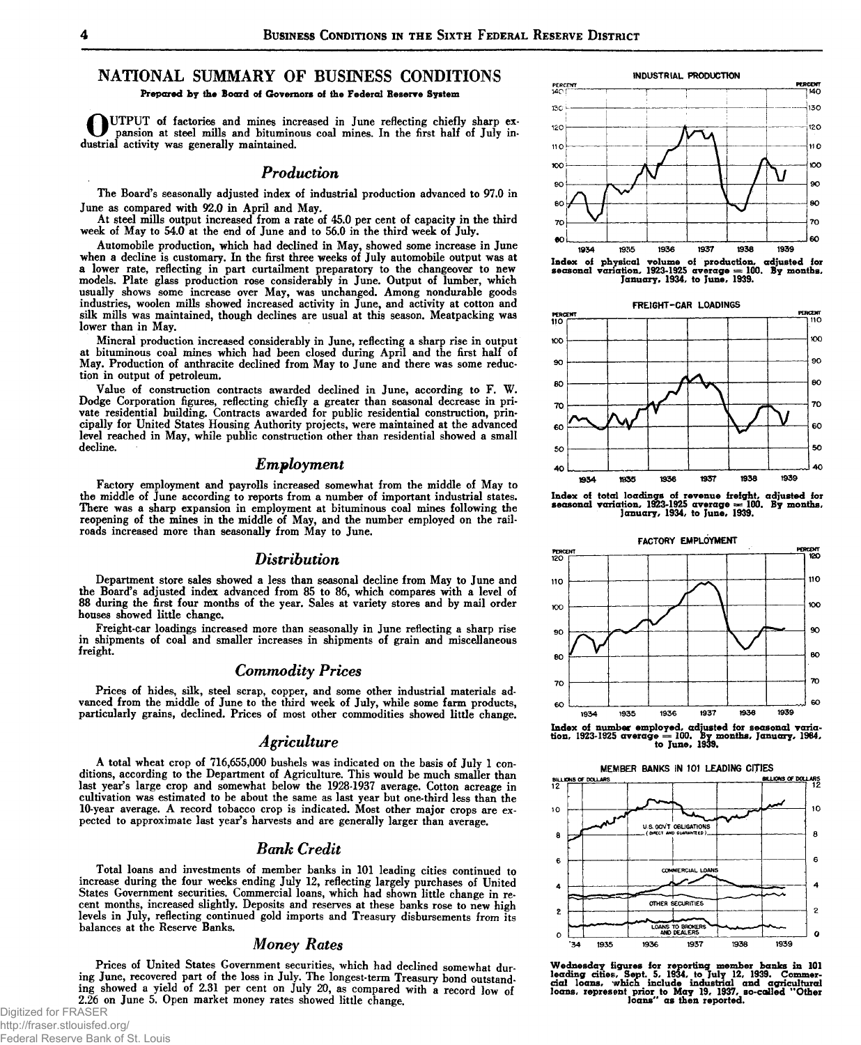# NATIONAL SUMMARY OF BUSINESS CONDITIONS

**Prepared by the Board of Governors of the Federal Reserve System**

OUTPUT of factories and mines increased in June reflecting chiefly sharp expansion at steel mills and bituminous coal mines. In the first half of July industrial activity was generally maintained.

## *Production*

The Board's seasonally adjusted index of industrial production advanced to 97.0 in June as compared with 92.0 in April and May.

At steel mills output increased from a rate of 45.0 per cent of capacity in the third week of May to 54.0 at the end of June and to 56.0 in the third week of July.

Automobile production, which had declined in May, showed some increase in June when a decline is customary. In the first three weeks of July automobile output was at a lower rate, reflecting in part curtailment preparatory to the changeover to new models. Plate glass production rose considerably in June. Output of lumber, which usually shows some increase over May, was unchanged. Among nondurable goods industries, woolen mills showed increased activity in June, and activity at cotton and silk mills was maintained, though declines are usual at this season. Meatpacking was lower than in May.

Mineral production increased considerably in June, reflecting a sharp rise in output at bituminous coal mines which had been closed during April and the first half of May. Production of anthracite declined from May to June and there was some reduction in output of petroleum.

Value of construction contracts awarded declined in June, according to F. W. Dodge Corporation figures, reflecting chiefly a greater than seasonal decrease in private residential building. Contracts awarded for public residential construction, principally for United States Housing Authority projects, were maintained at the advanced level reached in May, while public construction other than residential showed a small decline.

## *Employment*

Factory employment and payrolls increased somewhat from the middle of May to the middle of June according to reports from a number of important industrial states. There was a sharp expansion in employment at bituminous coal mines following the reopening of the mines in the middle of May, and the number employed on the railroads increased more than seasonally from May to June.

## *Distribution*

Department store sales showed a less than seasonal decline from May to June and the Board's adjusted index advanced from 85 to 86, which compares with a level of 88 during the first four months of the year. Sales at variety stores and by mail order houses showed little change.

Freight-car loadings increased more than seasonally in June reflecting a sharp rise in shipments of coal and smaller increases in shipments of grain and miscellaneous freight.

## *Commodity Prices*

Prices of hides, silk, steel scrap, copper, and some other industrial materials advanced from the middle of June to the third week of July, while some farm products, particularly grains, declined. Prices of most other commodities showed little change.

## *Agriculture*

A total wheat crop of 716,655,000 bushels was indicated on the basis of July 1 conditions, according to the Department of Agriculture. This would be much smaller than last year's large crop and somewhat below the 1928-1937 average. Cotton acreage in cultivation was estimated to be about the same as last year but one-third less than the 10-year average. A record tobacco crop is indicated. Most other major crops are expected to approximate last year's harvests and are generally larger than average.

## *Bank Credit*

Total loans and investments of member banks in 101 leading cities continued to increase during the four weeks ending July 12, reflecting largely purchases of United States Government securities. Commercial loans, which had shown little change in recent months, increased slightly. Deposits and reserves at these banks rose to new high levels in July, reflecting continued gold imports and Treasury disbursements from its balances at the Reserve Banks.

## *Money Rates*

Prices of United States Government securities, which had declined somewhat during June, recovered part of the loss in July. The longest-term Treasury bond outstanding showed a yield of 2.31 per cent on July 20, as compared with a record low of 2.26 on June 5. Open market money rates showed little change.

INDUSTRIAL PRODUCTION

PERCENT 140 130 120 110 100 90 80 70 60

1934 1935 1936 1937 1938 1939

Index of physical volume of production, adjusted for seasonal variation, 1923-1925 average = 100. By months, January, 1934, to June, 1939.

FREIGHT-CAR LOADINGS

PERCENT 110 100 90 80 70 60 50 40

1934 1935 1936 1937 1938 1939

Index of total loadings of revenue freight, adjusted for seasonal variation, 1923-1925 average = 100. By months, January, 1934, to June, 1939.

FACTORY EMPLOYMENT

PERCENT 120 110 100 90 80 70 60

1934 1935 1936 1937 1938 1939

Index of number employed, adjusted for seasonal variation, 1923-1925 average = 100. By months, January, 1934, to June, 1939.

MEMBER BANKS IN 101 LEADING CITIES

BILLIONS OF DOLLARS 12 10 8 6 4 2 0

U.S. GOV'T OBLIGATIONS (DIRECT AND GUARANTEED)

COMMERCIAL LOANS

OTHER SECURITIES

LOANS TO BROKERS AND DEALERS

'34 1935 1936 1937 1938 1939

Wednesday figures for reporting member banks in 101 leading cities, Sept. 5, 1934, to July 12, 1939. Commercial loans, which include industrial and agricultural loans, represent prior to May 19, 1937, so-called "Other loans" as then reported.